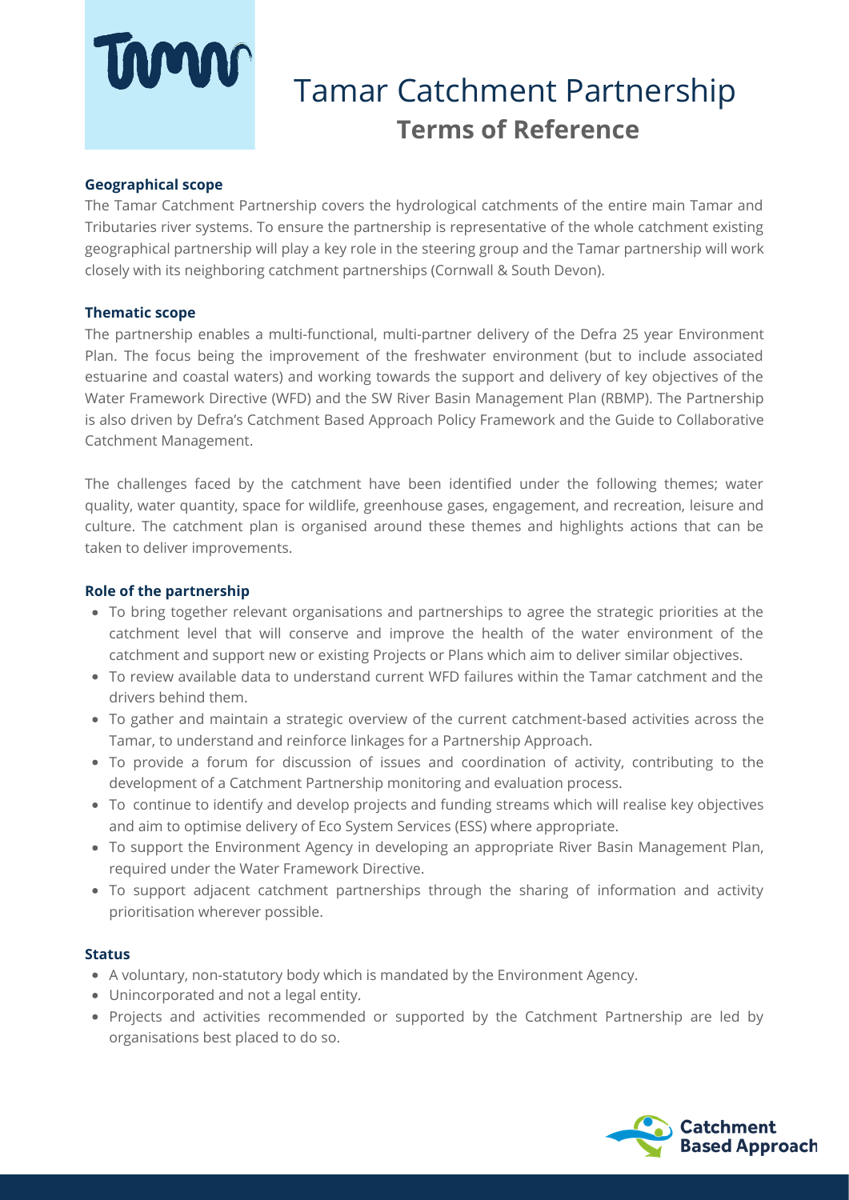# Tamar Catchment Partnership
## Terms of Reference

### Geographical scope

The Tamar Catchment Partnership covers the hydrological catchments of the entire main Tamar and Tributaries river systems. To ensure the partnership is representative of the whole catchment existing geographical partnership will play a key role in the steering group and the Tamar partnership will work closely with its neighboring catchment partnerships (Cornwall & South Devon).

### Thematic scope

The partnership enables a multi-functional, multi-partner delivery of the Defra 25 year Environment Plan. The focus being the improvement of the freshwater environment (but to include associated estuarine and coastal waters) and working towards the support and delivery of key objectives of the Water Framework Directive (WFD) and the SW River Basin Management Plan (RBMP). The Partnership is also driven by Defra's Catchment Based Approach Policy Framework and the Guide to Collaborative Catchment Management.

The challenges faced by the catchment have been identified under the following themes; water quality, water quantity, space for wildlife, greenhouse gases, engagement, and recreation, leisure and culture. The catchment plan is organised around these themes and highlights actions that can be taken to deliver improvements.

### Role of the partnership

- To bring together relevant organisations and partnerships to agree the strategic priorities at the catchment level that will conserve and improve the health of the water environment of the catchment and support new or existing Projects or Plans which aim to deliver similar objectives.
- To review available data to understand current WFD failures within the Tamar catchment and the drivers behind them.
- To gather and maintain a strategic overview of the current catchment-based activities across the Tamar, to understand and reinforce linkages for a Partnership Approach.
- To provide a forum for discussion of issues and coordination of activity, contributing to the development of a Catchment Partnership monitoring and evaluation process.
- To continue to identify and develop projects and funding streams which will realise key objectives and aim to optimise delivery of Eco System Services (ESS) where appropriate.
- To support the Environment Agency in developing an appropriate River Basin Management Plan, required under the Water Framework Directive.
- To support adjacent catchment partnerships through the sharing of information and activity prioritisation wherever possible.

### Status

- A voluntary, non-statutory body which is mandated by the Environment Agency.
- Unincorporated and not a legal entity.
- Projects and activities recommended or supported by the Catchment Partnership are led by organisations best placed to do so.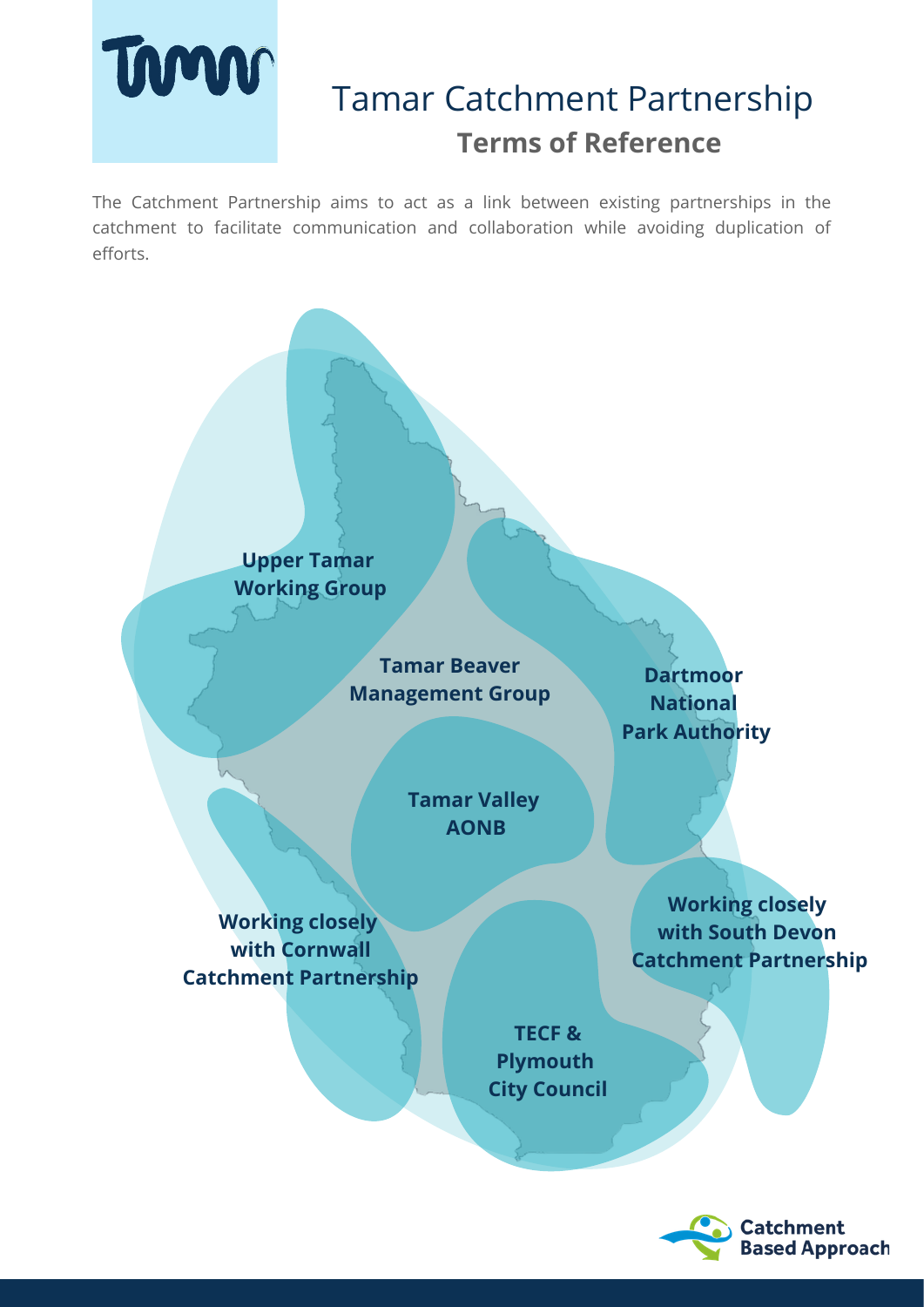# Tamar Catchment Partnership

## Terms of Reference

The Catchment Partnership aims to act as a link between existing partnerships in the catchment to facilitate communication and collaboration while avoiding duplication of efforts.

**Upper Tamar Working Group**

**Tamar Beaver Management Group**

**Dartmoor National Park Authority**

**Tamar Valley AONB**

**Working closely with Cornwall Catchment Partnership**

**Working closely with South Devon Catchment Partnership**

**TECF & Plymouth City Council**

Catchment Based Approach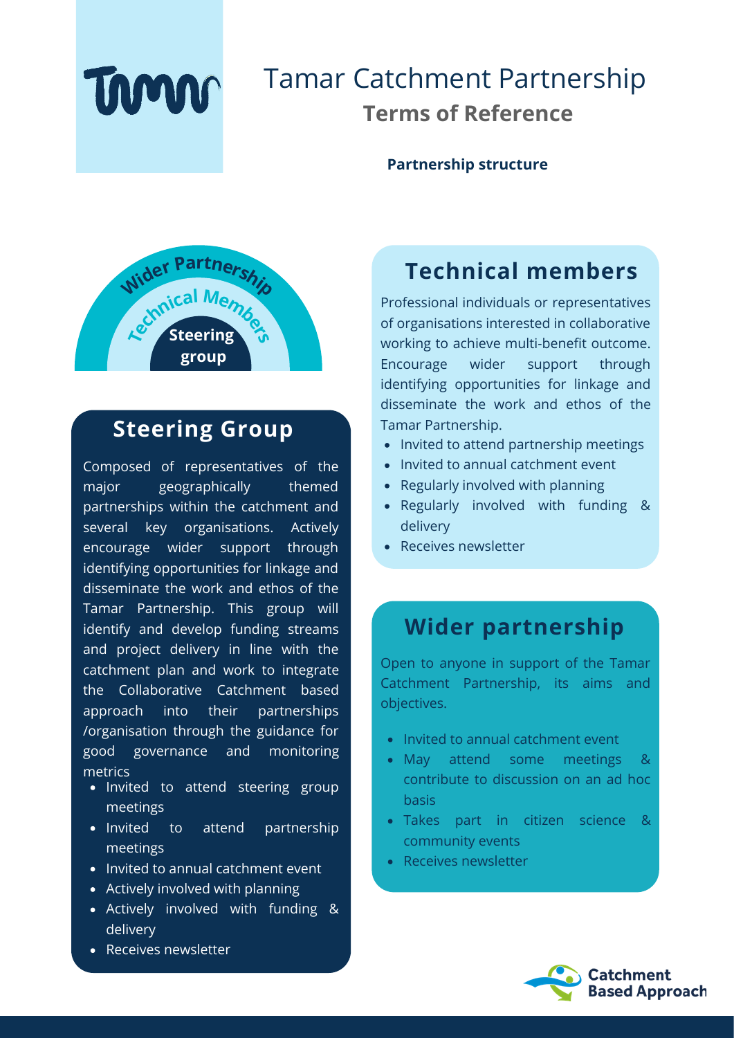# Tamar Catchment Partnership

## Terms of Reference

**Partnership structure**

Wider Partnership
Technical Members
Steering group

## Steering Group

Composed of representatives of the major geographically themed partnerships within the catchment and several key organisations. Actively encourage wider support through identifying opportunities for linkage and disseminate the work and ethos of the Tamar Partnership. This group will identify and develop funding streams and project delivery in line with the catchment plan and work to integrate the Collaborative Catchment based approach into their partnerships /organisation through the guidance for good governance and monitoring metrics

- Invited to attend steering group meetings
- Invited to attend partnership meetings
- Invited to annual catchment event
- Actively involved with planning
- Actively involved with funding & delivery
- Receives newsletter

## Technical members

Professional individuals or representatives of organisations interested in collaborative working to achieve multi-benefit outcome. Encourage wider support through identifying opportunities for linkage and disseminate the work and ethos of the Tamar Partnership.

- Invited to attend partnership meetings
- Invited to annual catchment event
- Regularly involved with planning
- Regularly involved with funding & delivery
- Receives newsletter

## Wider partnership

Open to anyone in support of the Tamar Catchment Partnership, its aims and objectives.

- Invited to annual catchment event
- May attend some meetings & contribute to discussion on an ad hoc basis
- Takes part in citizen science & community events
- Receives newsletter

Catchment Based Approach